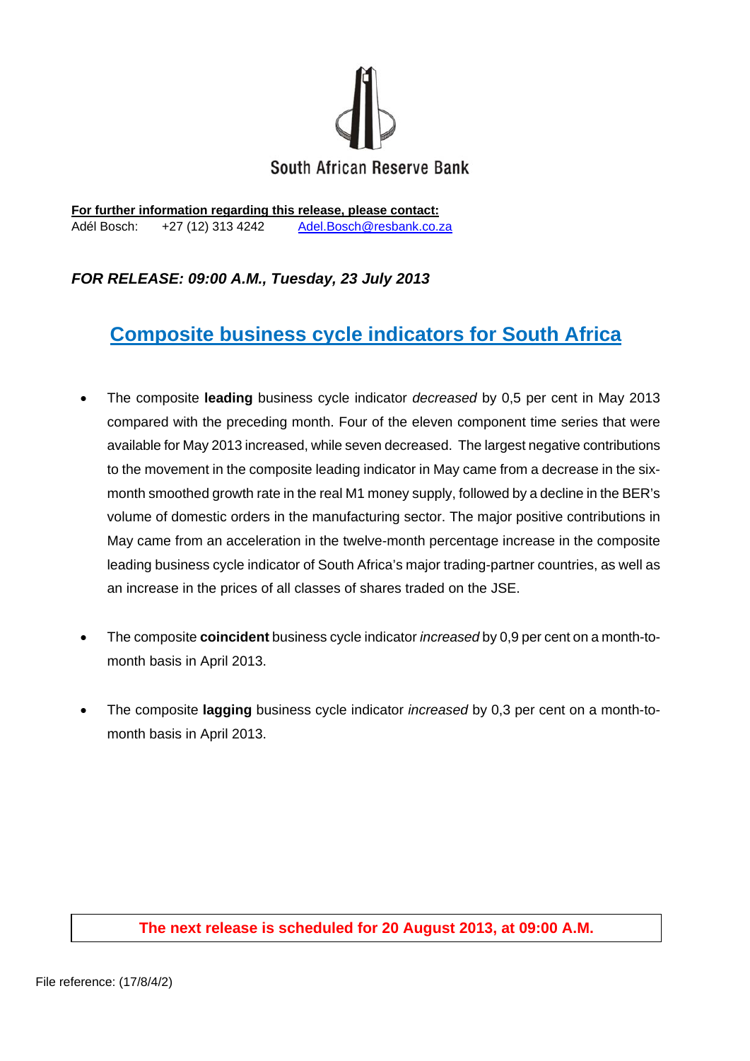South African Reserve Bank

**For further information regarding this release, please contact:**
Adél Bosch: +27 (12) 313 4242 Adel.Bosch@resbank.co.za

***FOR RELEASE: 09:00 A.M., Tuesday, 23 July 2013***

# Composite business cycle indicators for South Africa

- The composite **leading** business cycle indicator *decreased* by 0,5 per cent in May 2013 compared with the preceding month. Four of the eleven component time series that were available for May 2013 increased, while seven decreased. The largest negative contributions to the movement in the composite leading indicator in May came from a decrease in the six-month smoothed growth rate in the real M1 money supply, followed by a decline in the BER's volume of domestic orders in the manufacturing sector. The major positive contributions in May came from an acceleration in the twelve-month percentage increase in the composite leading business cycle indicator of South Africa's major trading-partner countries, as well as an increase in the prices of all classes of shares traded on the JSE.

- The composite **coincident** business cycle indicator *increased* by 0,9 per cent on a month-to-month basis in April 2013.

- The composite **lagging** business cycle indicator *increased* by 0,3 per cent on a month-to-month basis in April 2013.

**The next release is scheduled for 20 August 2013, at 09:00 A.M.**

File reference: (17/8/4/2)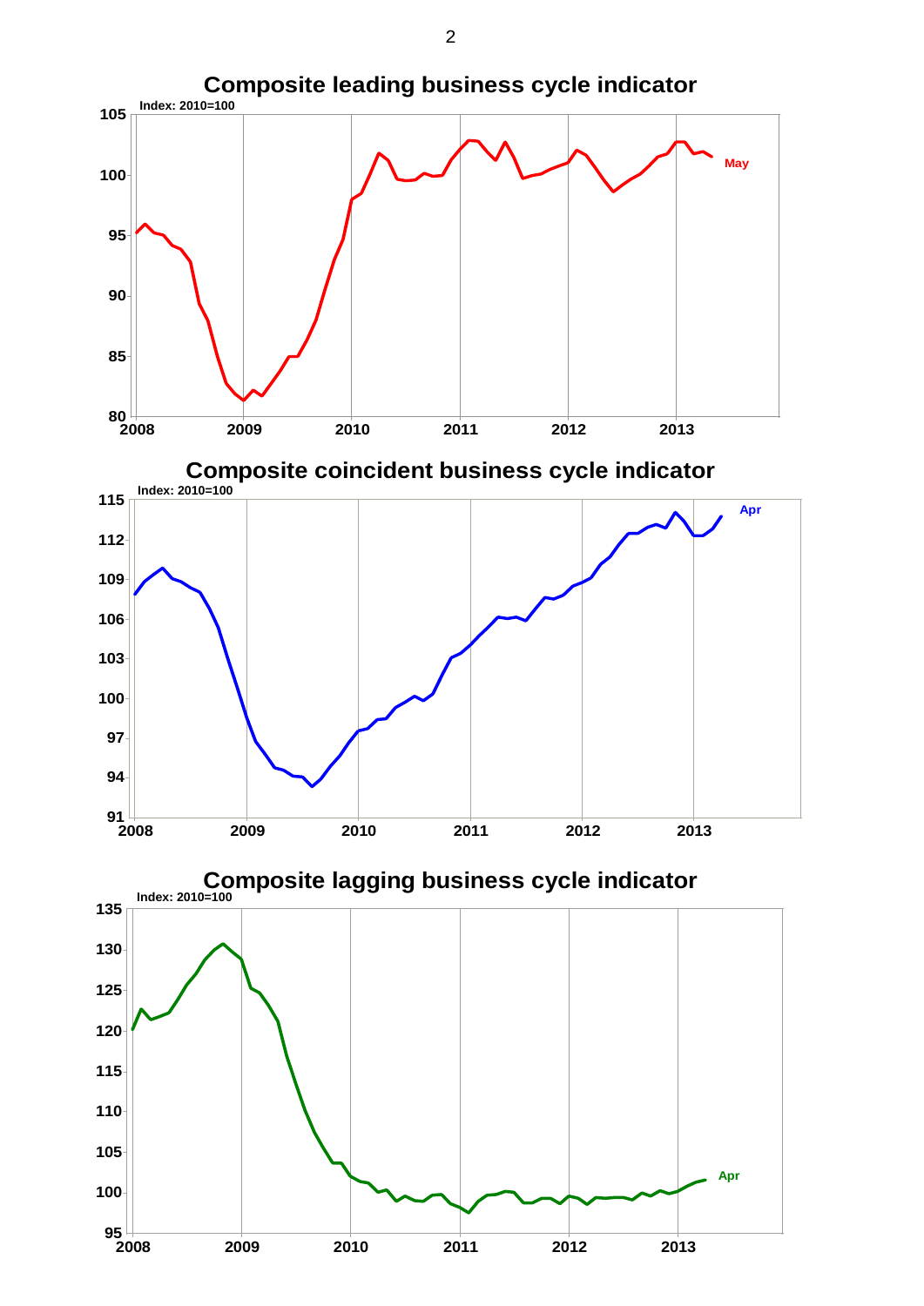## Composite leading business cycle indicator

Index: 2010=100

May

## Composite coincident business cycle indicator

Index: 2010=100

Apr

## Composite lagging business cycle indicator

Index: 2010=100

Apr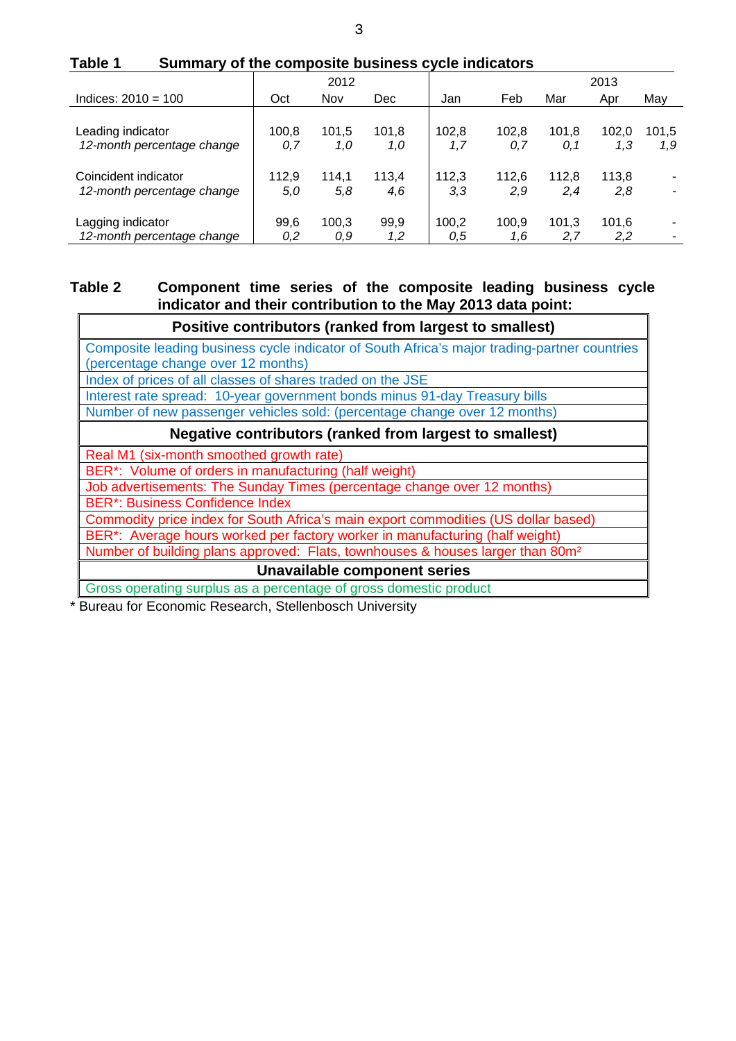**Table 1 Summary of the composite business cycle indicators**

| Indices: 2010 = 100 | 2012 Oct | Nov | Dec | 2013 Jan | Feb | Mar | Apr | May |
|---|---|---|---|---|---|---|---|---|
| Leading indicator | 100,8 | 101,5 | 101,8 | 102,8 | 102,8 | 101,8 | 102,0 | 101,5 |
| *12-month percentage change* | *0,7* | *1,0* | *1,0* | *1,7* | *0,7* | *0,1* | *1,3* | *1,9* |
| Coincident indicator | 112,9 | 114,1 | 113,4 | 112,3 | 112,6 | 112,8 | 113,8 | - |
| *12-month percentage change* | *5,0* | *5,8* | *4,6* | *3,3* | *2,9* | *2,4* | *2,8* | - |
| Lagging indicator | 99,6 | 100,3 | 99,9 | 100,2 | 100,9 | 101,3 | 101,6 | - |
| *12-month percentage change* | *0,2* | *0,9* | *1,2* | *0,5* | *1,6* | *2,7* | *2,2* | - |

**Table 2 Component time series of the composite leading business cycle indicator and their contribution to the May 2013 data point:**

| **Positive contributors (ranked from largest to smallest)** |
|---|
| Composite leading business cycle indicator of South Africa's major trading-partner countries (percentage change over 12 months) |
| Index of prices of all classes of shares traded on the JSE |
| Interest rate spread: 10-year government bonds minus 91-day Treasury bills |
| Number of new passenger vehicles sold: (percentage change over 12 months) |
| **Negative contributors (ranked from largest to smallest)** |
| Real M1 (six-month smoothed growth rate) |
| BER*: Volume of orders in manufacturing (half weight) |
| Job advertisements: The Sunday Times (percentage change over 12 months) |
| BER*: Business Confidence Index |
| Commodity price index for South Africa's main export commodities (US dollar based) |
| BER*: Average hours worked per factory worker in manufacturing (half weight) |
| Number of building plans approved: Flats, townhouses & houses larger than 80m² |
| **Unavailable component series** |
| Gross operating surplus as a percentage of gross domestic product |

* Bureau for Economic Research, Stellenbosch University